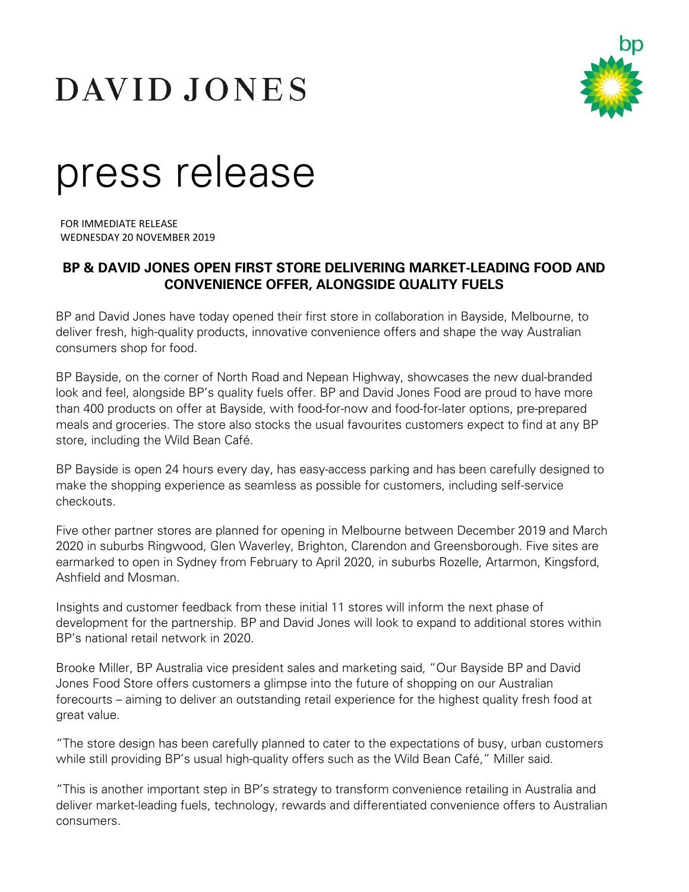DAVID JONES

bp

# press release

FOR IMMEDIATE RELEASE
WEDNESDAY 20 NOVEMBER 2019

## BP & DAVID JONES OPEN FIRST STORE DELIVERING MARKET-LEADING FOOD AND CONVENIENCE OFFER, ALONGSIDE QUALITY FUELS

BP and David Jones have today opened their first store in collaboration in Bayside, Melbourne, to deliver fresh, high-quality products, innovative convenience offers and shape the way Australian consumers shop for food.

BP Bayside, on the corner of North Road and Nepean Highway, showcases the new dual-branded look and feel, alongside BP's quality fuels offer. BP and David Jones Food are proud to have more than 400 products on offer at Bayside, with food-for-now and food-for-later options, pre-prepared meals and groceries. The store also stocks the usual favourites customers expect to find at any BP store, including the Wild Bean Café.

BP Bayside is open 24 hours every day, has easy-access parking and has been carefully designed to make the shopping experience as seamless as possible for customers, including self-service checkouts.

Five other partner stores are planned for opening in Melbourne between December 2019 and March 2020 in suburbs Ringwood, Glen Waverley, Brighton, Clarendon and Greensborough. Five sites are earmarked to open in Sydney from February to April 2020, in suburbs Rozelle, Artarmon, Kingsford, Ashfield and Mosman.

Insights and customer feedback from these initial 11 stores will inform the next phase of development for the partnership. BP and David Jones will look to expand to additional stores within BP's national retail network in 2020.

Brooke Miller, BP Australia vice president sales and marketing said, "Our Bayside BP and David Jones Food Store offers customers a glimpse into the future of shopping on our Australian forecourts – aiming to deliver an outstanding retail experience for the highest quality fresh food at great value.

"The store design has been carefully planned to cater to the expectations of busy, urban customers while still providing BP's usual high-quality offers such as the Wild Bean Café," Miller said.

"This is another important step in BP's strategy to transform convenience retailing in Australia and deliver market-leading fuels, technology, rewards and differentiated convenience offers to Australian consumers.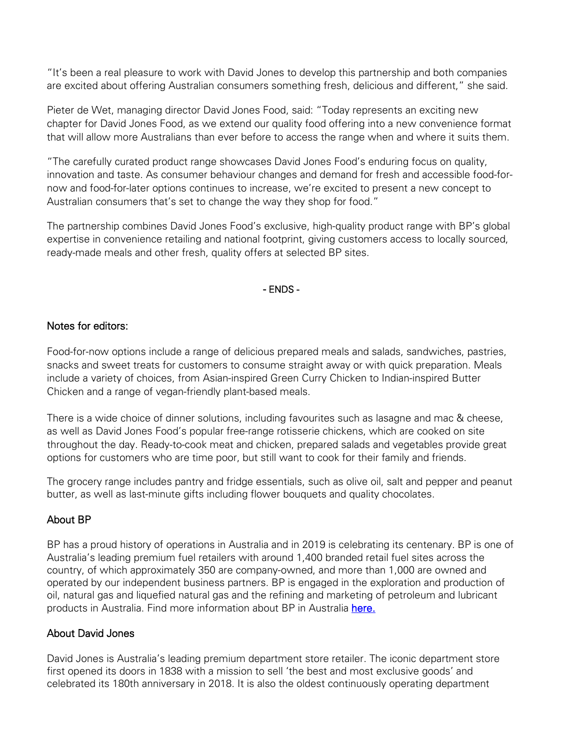"It's been a real pleasure to work with David Jones to develop this partnership and both companies are excited about offering Australian consumers something fresh, delicious and different," she said.

Pieter de Wet, managing director David Jones Food, said: "Today represents an exciting new chapter for David Jones Food, as we extend our quality food offering into a new convenience format that will allow more Australians than ever before to access the range when and where it suits them.

"The carefully curated product range showcases David Jones Food's enduring focus on quality, innovation and taste. As consumer behaviour changes and demand for fresh and accessible food-for-now and food-for-later options continues to increase, we're excited to present a new concept to Australian consumers that's set to change the way they shop for food."

The partnership combines David Jones Food's exclusive, high-quality product range with BP's global expertise in convenience retailing and national footprint, giving customers access to locally sourced, ready-made meals and other fresh, quality offers at selected BP sites.

- ENDS -

### Notes for editors:

Food-for-now options include a range of delicious prepared meals and salads, sandwiches, pastries, snacks and sweet treats for customers to consume straight away or with quick preparation. Meals include a variety of choices, from Asian-inspired Green Curry Chicken to Indian-inspired Butter Chicken and a range of vegan-friendly plant-based meals.

There is a wide choice of dinner solutions, including favourites such as lasagne and mac & cheese, as well as David Jones Food's popular free-range rotisserie chickens, which are cooked on site throughout the day. Ready-to-cook meat and chicken, prepared salads and vegetables provide great options for customers who are time poor, but still want to cook for their family and friends.

The grocery range includes pantry and fridge essentials, such as olive oil, salt and pepper and peanut butter, as well as last-minute gifts including flower bouquets and quality chocolates.

### About BP

BP has a proud history of operations in Australia and in 2019 is celebrating its centenary. BP is one of Australia's leading premium fuel retailers with around 1,400 branded retail fuel sites across the country, of which approximately 350 are company-owned, and more than 1,000 are owned and operated by our independent business partners. BP is engaged in the exploration and production of oil, natural gas and liquefied natural gas and the refining and marketing of petroleum and lubricant products in Australia. Find more information about BP in Australia here.

### About David Jones

David Jones is Australia's leading premium department store retailer. The iconic department store first opened its doors in 1838 with a mission to sell 'the best and most exclusive goods' and celebrated its 180th anniversary in 2018. It is also the oldest continuously operating department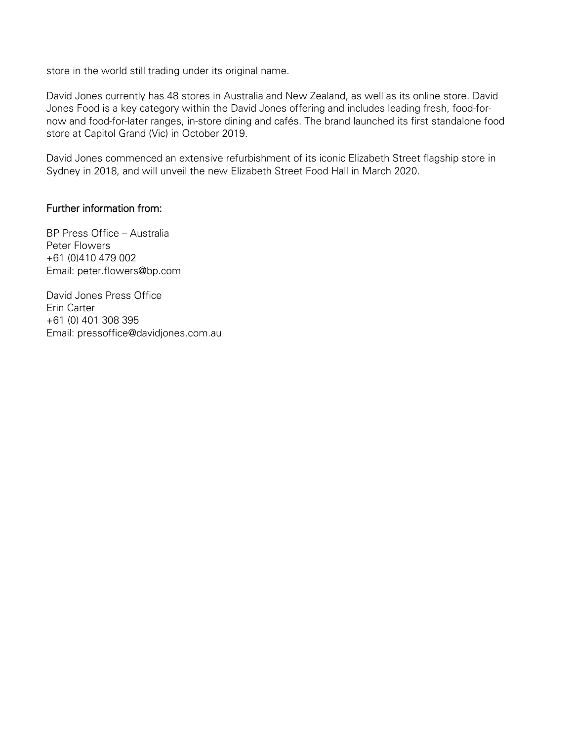store in the world still trading under its original name.

David Jones currently has 48 stores in Australia and New Zealand, as well as its online store. David Jones Food is a key category within the David Jones offering and includes leading fresh, food-for-now and food-for-later ranges, in-store dining and cafés. The brand launched its first standalone food store at Capitol Grand (Vic) in October 2019.

David Jones commenced an extensive refurbishment of its iconic Elizabeth Street flagship store in Sydney in 2018, and will unveil the new Elizabeth Street Food Hall in March 2020.

## Further information from:

BP Press Office – Australia
Peter Flowers
+61 (0)410 479 002
Email: peter.flowers@bp.com

David Jones Press Office
Erin Carter
+61 (0) 401 308 395
Email: pressoffice@davidjones.com.au